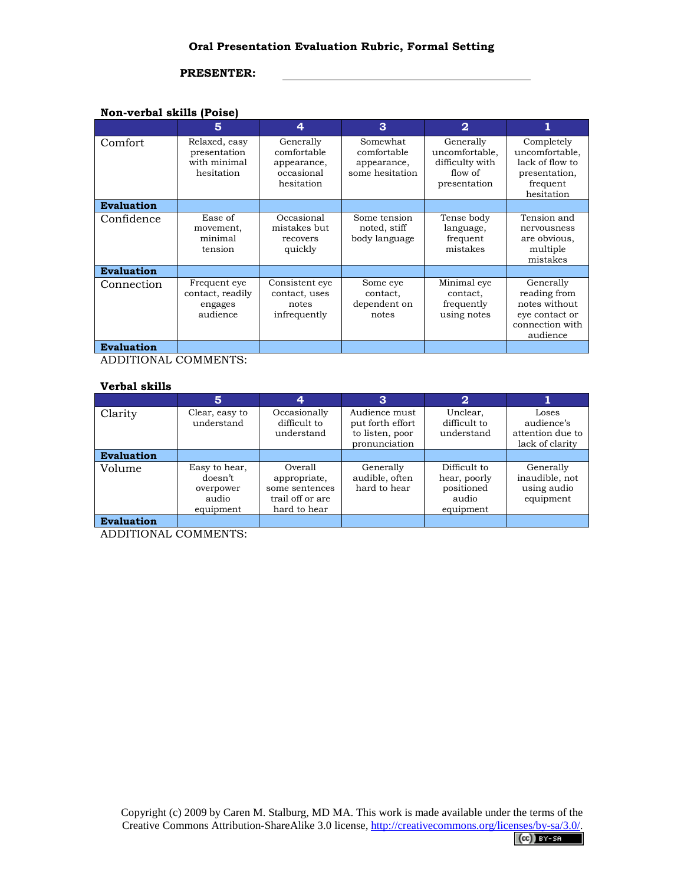# Oral Presentation Evaluation Rubric, Formal Setting

**PRESENTER:** ______________________________

**Non-verbal skills (Poise)**

| | 5 | 4 | 3 | 2 | 1 |
|---|---|---|---|---|---|
| Comfort | Relaxed, easy presentation with minimal hesitation | Generally comfortable appearance, occasional hesitation | Somewhat comfortable appearance, some hesitation | Generally uncomfortable, difficulty with flow of presentation | Completely uncomfortable, lack of flow to presentation, frequent hesitation |
| **Evaluation** | | | | | |
| Confidence | Ease of movement, minimal tension | Occasional mistakes but recovers quickly | Some tension noted, stiff body language | Tense body language, frequent mistakes | Tension and nervousness are obvious, multiple mistakes |
| **Evaluation** | | | | | |
| Connection | Frequent eye contact, readily engages audience | Consistent eye contact, uses notes infrequently | Some eye contact, dependent on notes | Minimal eye contact, frequently using notes | Generally reading from notes without eye contact or connection with audience |
| **Evaluation** | | | | | |

ADDITIONAL COMMENTS:

**Verbal skills**

| | 5 | 4 | 3 | 2 | 1 |
|---|---|---|---|---|---|
| Clarity | Clear, easy to understand | Occasionally difficult to understand | Audience must put forth effort to listen, poor pronunciation | Unclear, difficult to understand | Loses audience's attention due to lack of clarity |
| **Evaluation** | | | | | |
| Volume | Easy to hear, doesn't overpower audio equipment | Overall appropriate, some sentences trail off or are hard to hear | Generally audible, often hard to hear | Difficult to hear, poorly positioned audio equipment | Generally inaudible, not using audio equipment |
| **Evaluation** | | | | | |

ADDITIONAL COMMENTS:

Copyright (c) 2009 by Caren M. Stalburg, MD MA. This work is made available under the terms of the Creative Commons Attribution-ShareAlike 3.0 license, http://creativecommons.org/licenses/by-sa/3.0/.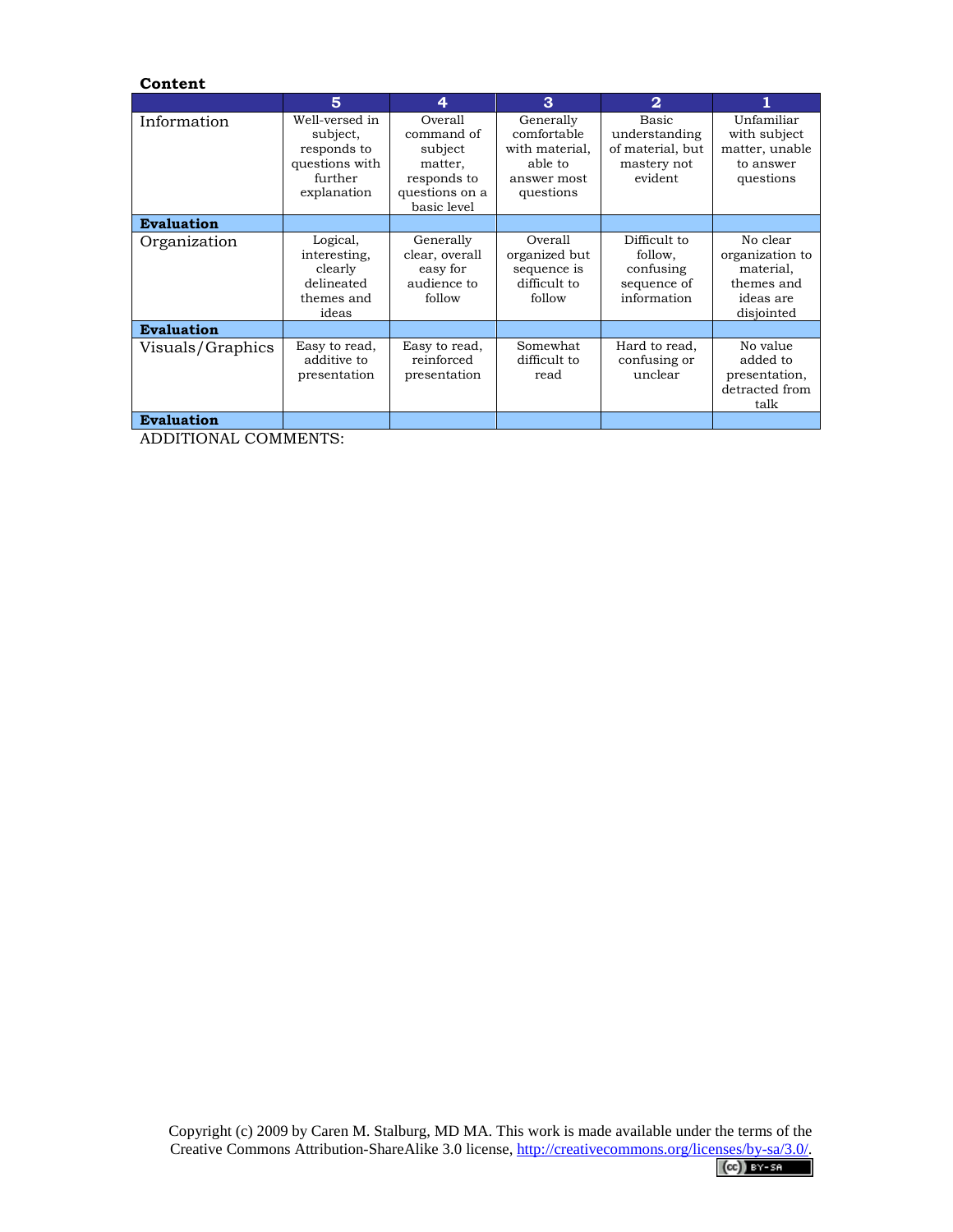**Content**

| | 5 | 4 | 3 | 2 | 1 |
|---|---|---|---|---|---|
| Information | Well-versed in subject, responds to questions with further explanation | Overall command of subject matter, responds to questions on a basic level | Generally comfortable with material, able to answer most questions | Basic understanding of material, but mastery not evident | Unfamiliar with subject matter, unable to answer questions |
| **Evaluation** | | | | | |
| Organization | Logical, interesting, clearly delineated themes and ideas | Generally clear, overall easy for audience to follow | Overall organized but sequence is difficult to follow | Difficult to follow, confusing sequence of information | No clear organization to material, themes and ideas are disjointed |
| **Evaluation** | | | | | |
| Visuals/Graphics | Easy to read, additive to presentation | Easy to read, reinforced presentation | Somewhat difficult to read | Hard to read, confusing or unclear | No value added to presentation, detracted from talk |
| **Evaluation** | | | | | |

ADDITIONAL COMMENTS:

Copyright (c) 2009 by Caren M. Stalburg, MD MA. This work is made available under the terms of the Creative Commons Attribution-ShareAlike 3.0 license, http://creativecommons.org/licenses/by-sa/3.0/.